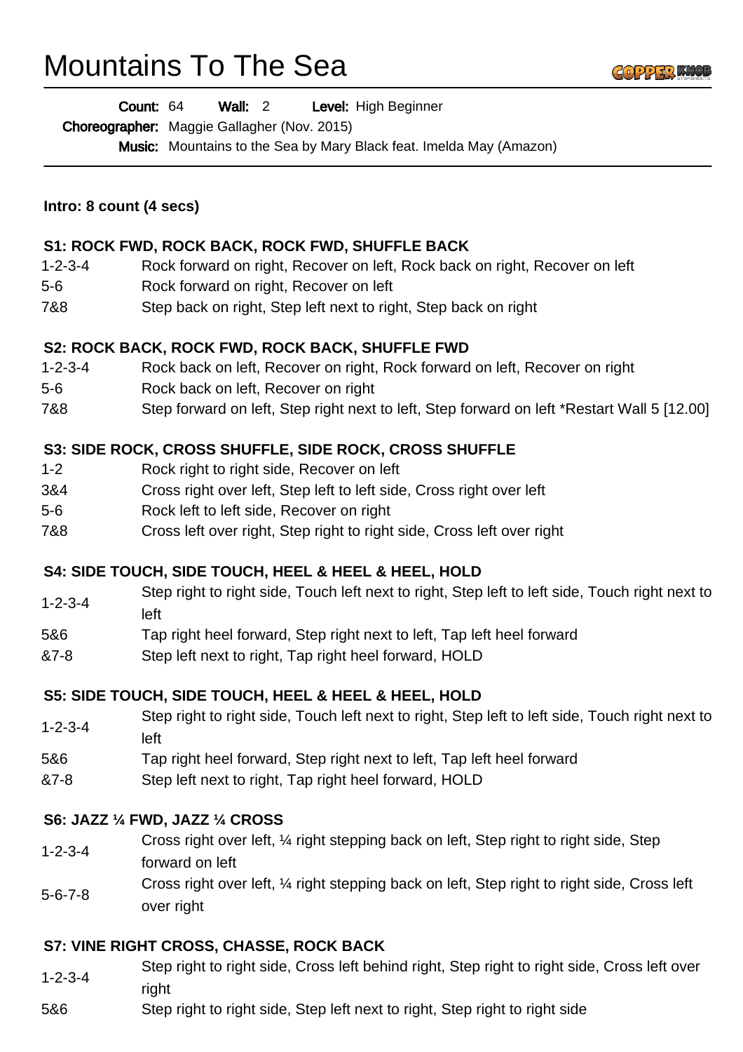# Mountains To The Section

**Count:** 64 **Wall:** 2 **Level:** High Beginner

**Choreographer:** Maggie Gallagher (Nov. 2015)

**Music:** Mountains to the Sea by Mary Black feat. Imelda May (Amazon)

---

**Intro: 8 count (4 secs)**

**S1: ROCK FWD, ROCK BACK, ROCK FWD, SHUFFLE BACK**

| | |
|---|---|
| 1-2-3-4 | Rock forward on right, Recover on left, Rock back on right, Recover on left |
| 5-6 | Rock forward on right, Recover on left |
| 7&8 | Step back on right, Step left next to right, Step back on right |

**S2: ROCK BACK, ROCK FWD, ROCK BACK, SHUFFLE FWD**

| | |
|---|---|
| 1-2-3-4 | Rock back on left, Recover on right, Rock forward on left, Recover on right |
| 5-6 | Rock back on left, Recover on right |
| 7&8 | Step forward on left, Step right next to left, Step forward on left *Restart Wall 5 [12.00] |

**S3: SIDE ROCK, CROSS SHUFFLE, SIDE ROCK, CROSS SHUFFLE**

| | |
|---|---|
| 1-2 | Rock right to right side, Recover on left |
| 3&4 | Cross right over left, Step left to left side, Cross right over left |
| 5-6 | Rock left to left side, Recover on right |
| 7&8 | Cross left over right, Step right to right side, Cross left over right |

**S4: SIDE TOUCH, SIDE TOUCH, HEEL & HEEL & HEEL, HOLD**

| | |
|---|---|
| 1-2-3-4 | Step right to right side, Touch left next to right, Step left to left side, Touch right next to left |
| 5&6 | Tap right heel forward, Step right next to left, Tap left heel forward |
| &7-8 | Step left next to right, Tap right heel forward, HOLD |

**S5: SIDE TOUCH, SIDE TOUCH, HEEL & HEEL & HEEL, HOLD**

| | |
|---|---|
| 1-2-3-4 | Step right to right side, Touch left next to right, Step left to left side, Touch right next to left |
| 5&6 | Tap right heel forward, Step right next to left, Tap left heel forward |
| &7-8 | Step left next to right, Tap right heel forward, HOLD |

**S6: JAZZ ¼ FWD, JAZZ ¼ CROSS**

| | |
|---|---|
| 1-2-3-4 | Cross right over left, ¼ right stepping back on left, Step right to right side, Step forward on left |
| 5-6-7-8 | Cross right over left, ¼ right stepping back on left, Step right to right side, Cross left over right |

**S7: VINE RIGHT CROSS, CHASSE, ROCK BACK**

| | |
|---|---|
| 1-2-3-4 | Step right to right side, Cross left behind right, Step right to right side, Cross left over right |
| 5&6 | Step right to right side, Step left next to right, Step right to right side |

# Mountains To The Sea

**Count:** 64 **Wall:** 2 **Level:** High Beginner

**Choreographer:** Maggie Gallagher (Nov. 2015)

**Music:** Mountains to the Sea by Mary Black feat. Imelda May (Amazon)

---

**Intro: 8 count (4 secs)**

**S1: ROCK FWD, ROCK BACK, ROCK FWD, SHUFFLE BACK**

| | |
|---|---|
| 1-2-3-4 | Rock forward on right, Recover on left, Rock back on right, Recover on left |
| 5-6 | Rock forward on right, Recover on left |
| 7&8 | Step back on right, Step left next to right, Step back on right |

**S2: ROCK BACK, ROCK FWD, ROCK BACK, SHUFFLE FWD**

| | |
|---|---|
| 1-2-3-4 | Rock back on left, Recover on right, Rock forward on left, Recover on right |
| 5-6 | Rock back on left, Recover on right |
| 7&8 | Step forward on left, Step right next to left, Step forward on left *Restart Wall 5 [12.00] |

**S3: SIDE ROCK, CROSS SHUFFLE, SIDE ROCK, CROSS SHUFFLE**

| | |
|---|---|
| 1-2 | Rock right to right side, Recover on left |
| 3&4 | Cross right over left, Step left to left side, Cross right over left |
| 5-6 | Rock left to left side, Recover on right |
| 7&8 | Cross left over right, Step right to right side, Cross left over right |

**S4: SIDE TOUCH, SIDE TOUCH, HEEL & HEEL & HEEL, HOLD**

| | |
|---|---|
| 1-2-3-4 | Step right to right side, Touch left next to right, Step left to left side, Touch right next to left |
| 5&6 | Tap right heel forward, Step right next to left, Tap left heel forward |
| &7-8 | Step left next to right, Tap right heel forward, HOLD |

**S5: SIDE TOUCH, SIDE TOUCH, HEEL & HEEL & HEEL, HOLD**

| | |
|---|---|
| 1-2-3-4 | Step right to right side, Touch left next to right, Step left to left side, Touch right next to left |
| 5&6 | Tap right heel forward, Step right next to left, Tap left heel forward |
| &7-8 | Step left next to right, Tap right heel forward, HOLD |

**S6: JAZZ ¼ FWD, JAZZ ¼ CROSS**

| | |
|---|---|
| 1-2-3-4 | Cross right over left, ¼ right stepping back on left, Step right to right side, Step forward on left |
| 5-6-7-8 | Cross right over left, ¼ right stepping back on left, Step right to right side, Cross left over right |

**S7: VINE RIGHT CROSS, CHASSE, ROCK BACK**

| | |
|---|---|
| 1-2-3-4 | Step right to right side, Cross left behind right, Step right to right side, Cross left over right |
| 5&6 | Step right to right side, Step left next to right, Step right to right side |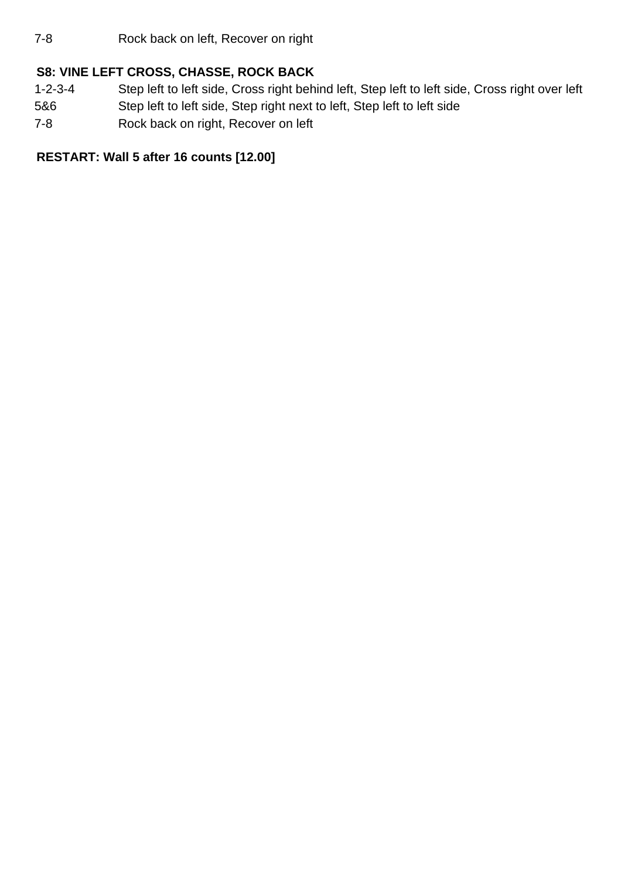7-8 Rock back on left, Recover on right

**S8: VINE LEFT CROSS, CHASSE, ROCK BACK**

1-2-3-4 Step left to left side, Cross right behind left, Step left to left side, Cross right over left
5&6 Step left to left side, Step right next to left, Step left to left side
7-8 Rock back on right, Recover on left

**RESTART: Wall 5 after 16 counts [12.00]**